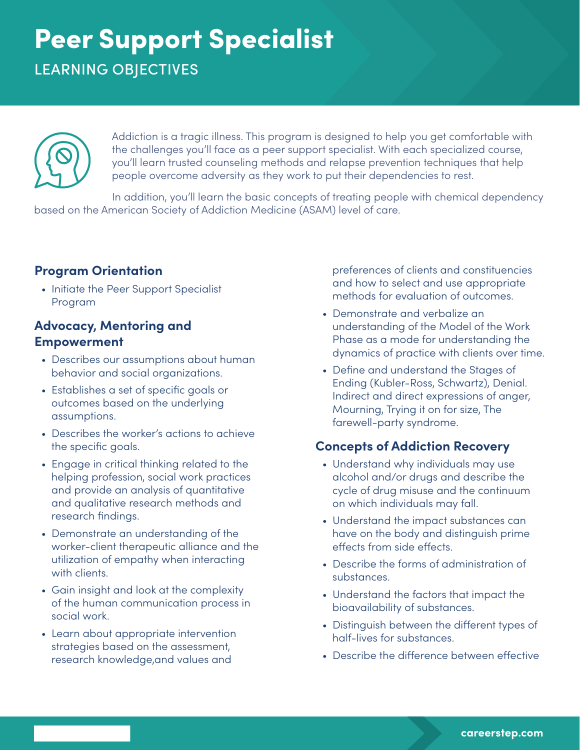# Peer Support Specialist

## LEARNING OBJECTIVES

Addiction is a tragic illness. This program is designed to help you get comfortable with the challenges you'll face as a peer support specialist. With each specialized course, you'll learn trusted counseling methods and relapse prevention techniques that help people overcome adversity as they work to put their dependencies to rest.

In addition, you'll learn the basic concepts of treating people with chemical dependency based on the American Society of Addiction Medicine (ASAM) level of care.

### Program Orientation

- Initiate the Peer Support Specialist Program

### Advocacy, Mentoring and Empowerment

- Describes our assumptions about human behavior and social organizations.
- Establishes a set of specific goals or outcomes based on the underlying assumptions.
- Describes the worker's actions to achieve the specific goals.
- Engage in critical thinking related to the helping profession, social work practices and provide an analysis of quantitative and qualitative research methods and research findings.
- Demonstrate an understanding of the worker-client therapeutic alliance and the utilization of empathy when interacting with clients.
- Gain insight and look at the complexity of the human communication process in social work.
- Learn about appropriate intervention strategies based on the assessment, research knowledge,and values and preferences of clients and constituencies and how to select and use appropriate methods for evaluation of outcomes.
- Demonstrate and verbalize an understanding of the Model of the Work Phase as a mode for understanding the dynamics of practice with clients over time.
- Define and understand the Stages of Ending (Kubler-Ross, Schwartz), Denial. Indirect and direct expressions of anger, Mourning, Trying it on for size, The farewell-party syndrome.

### Concepts of Addiction Recovery

- Understand why individuals may use alcohol and/or drugs and describe the cycle of drug misuse and the continuum on which individuals may fall.
- Understand the impact substances can have on the body and distinguish prime effects from side effects.
- Describe the forms of administration of substances.
- Understand the factors that impact the bioavailability of substances.
- Distinguish between the different types of half-lives for substances.
- Describe the difference between effective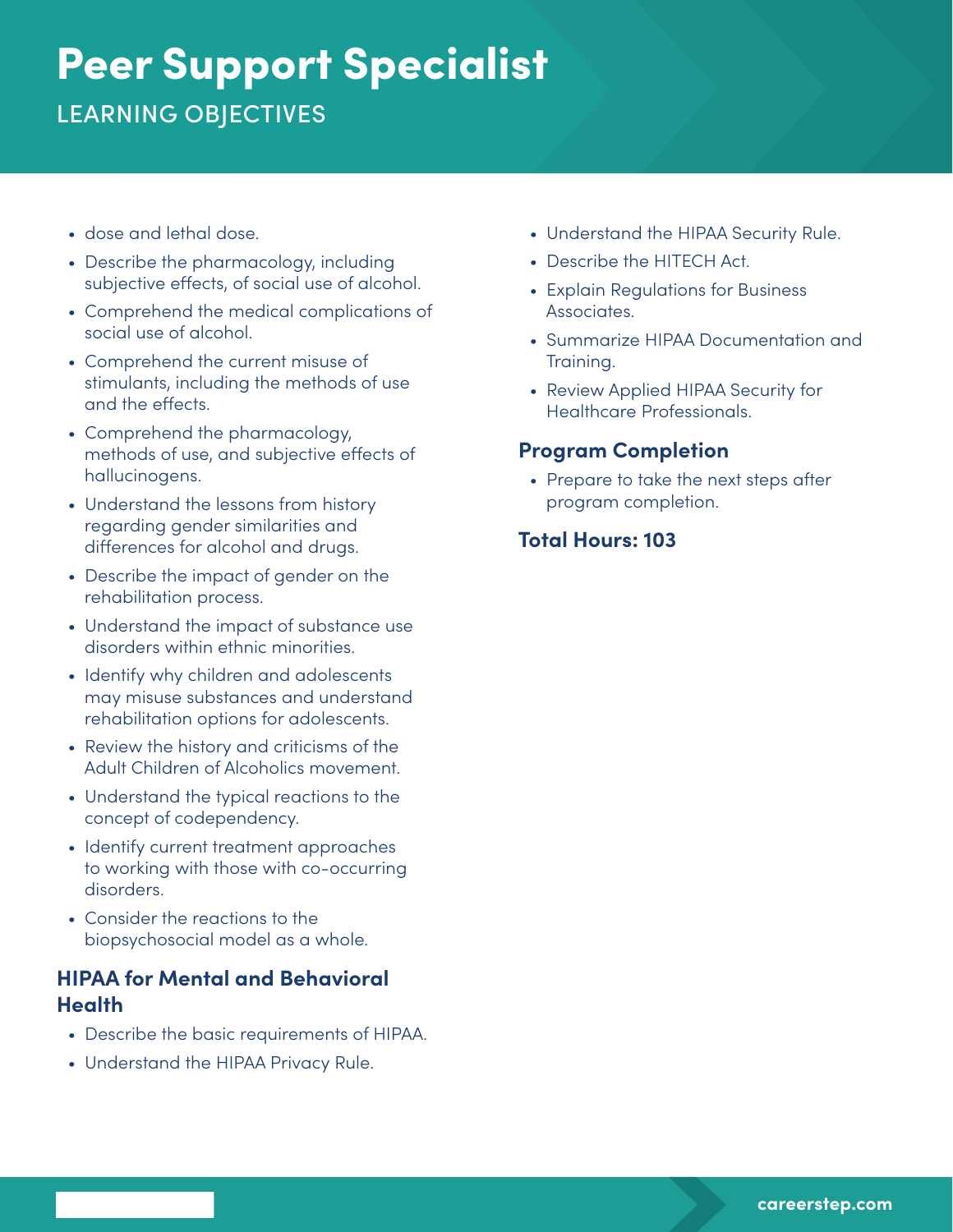# Peer Support Specialist

LEARNING OBJECTIVES

- dose and lethal dose.
- Describe the pharmacology, including subjective effects, of social use of alcohol.
- Comprehend the medical complications of social use of alcohol.
- Comprehend the current misuse of stimulants, including the methods of use and the effects.
- Comprehend the pharmacology, methods of use, and subjective effects of hallucinogens.
- Understand the lessons from history regarding gender similarities and differences for alcohol and drugs.
- Describe the impact of gender on the rehabilitation process.
- Understand the impact of substance use disorders within ethnic minorities.
- Identify why children and adolescents may misuse substances and understand rehabilitation options for adolescents.
- Review the history and criticisms of the Adult Children of Alcoholics movement.
- Understand the typical reactions to the concept of codependency.
- Identify current treatment approaches to working with those with co-occurring disorders.
- Consider the reactions to the biopsychosocial model as a whole.

## HIPAA for Mental and Behavioral Health

- Describe the basic requirements of HIPAA.
- Understand the HIPAA Privacy Rule.
- Understand the HIPAA Security Rule.
- Describe the HITECH Act.
- Explain Regulations for Business Associates.
- Summarize HIPAA Documentation and Training.
- Review Applied HIPAA Security for Healthcare Professionals.

## Program Completion

- Prepare to take the next steps after program completion.

## Total Hours: 103

careerstep.com